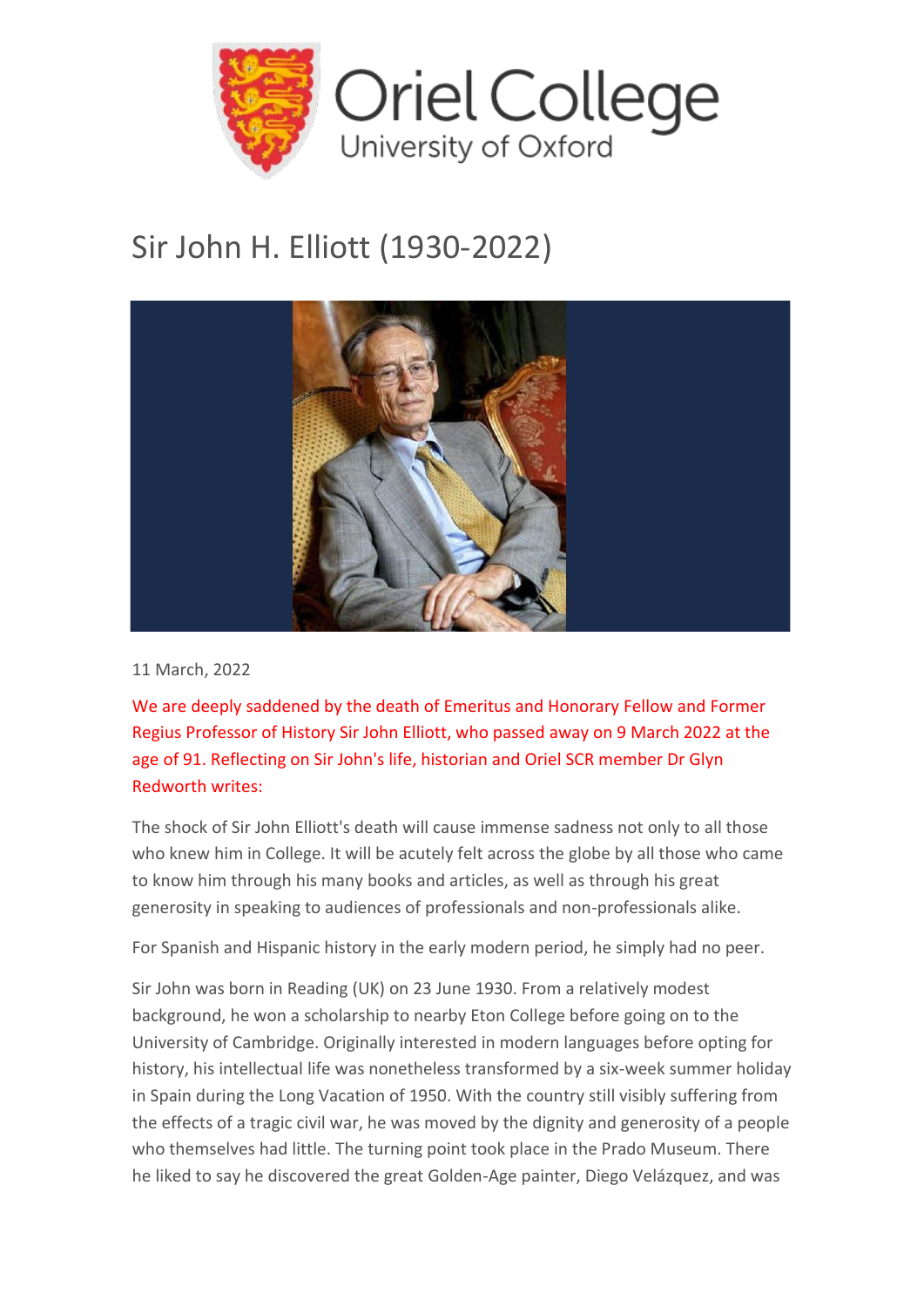Oriel College
University of Oxford

# Sir John H. Elliott (1930-2022)

11 March, 2022

We are deeply saddened by the death of Emeritus and Honorary Fellow and Former Regius Professor of History Sir John Elliott, who passed away on 9 March 2022 at the age of 91. Reflecting on Sir John's life, historian and Oriel SCR member Dr Glyn Redworth writes:

The shock of Sir John Elliott's death will cause immense sadness not only to all those who knew him in College. It will be acutely felt across the globe by all those who came to know him through his many books and articles, as well as through his great generosity in speaking to audiences of professionals and non-professionals alike.

For Spanish and Hispanic history in the early modern period, he simply had no peer.

Sir John was born in Reading (UK) on 23 June 1930. From a relatively modest background, he won a scholarship to nearby Eton College before going on to the University of Cambridge. Originally interested in modern languages before opting for history, his intellectual life was nonetheless transformed by a six-week summer holiday in Spain during the Long Vacation of 1950. With the country still visibly suffering from the effects of a tragic civil war, he was moved by the dignity and generosity of a people who themselves had little. The turning point took place in the Prado Museum. There he liked to say he discovered the great Golden-Age painter, Diego Velázquez, and was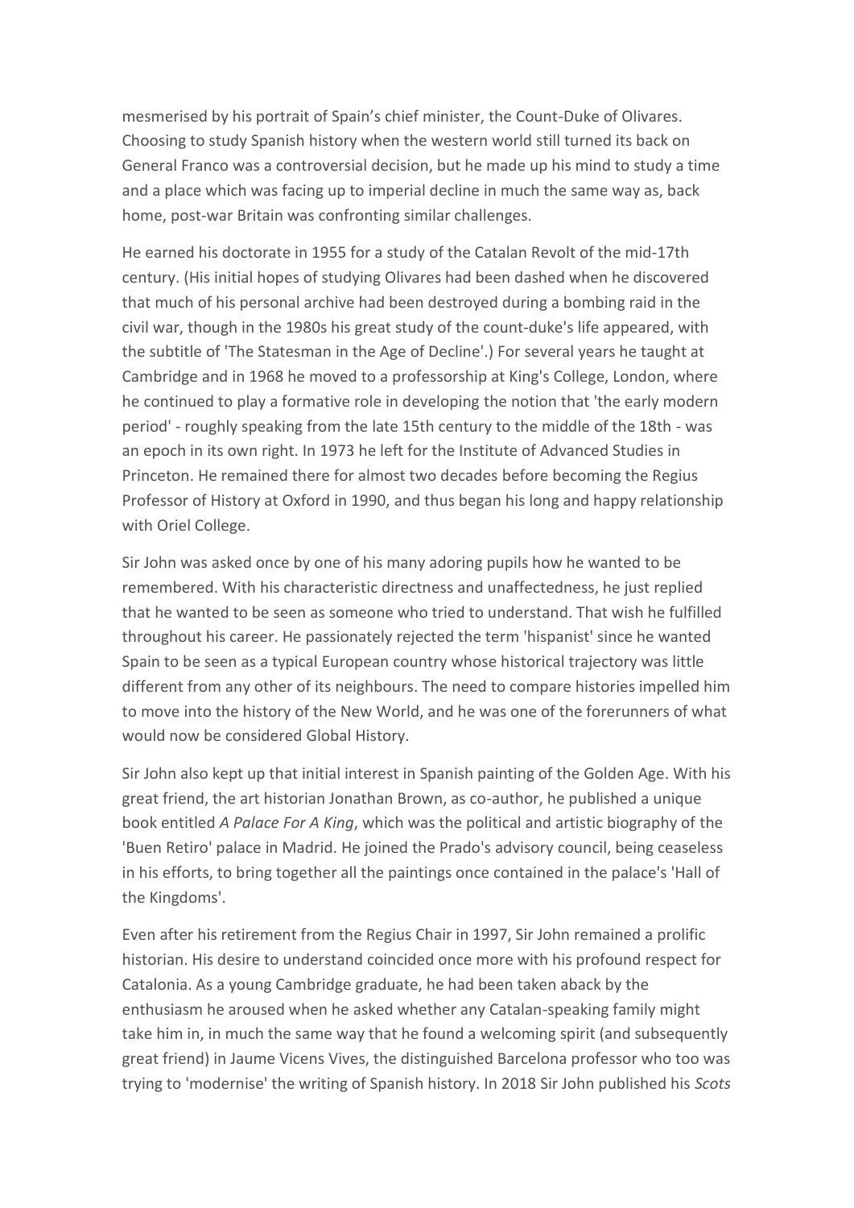mesmerised by his portrait of Spain's chief minister, the Count-Duke of Olivares. Choosing to study Spanish history when the western world still turned its back on General Franco was a controversial decision, but he made up his mind to study a time and a place which was facing up to imperial decline in much the same way as, back home, post-war Britain was confronting similar challenges.

He earned his doctorate in 1955 for a study of the Catalan Revolt of the mid-17th century. (His initial hopes of studying Olivares had been dashed when he discovered that much of his personal archive had been destroyed during a bombing raid in the civil war, though in the 1980s his great study of the count-duke's life appeared, with the subtitle of 'The Statesman in the Age of Decline'.) For several years he taught at Cambridge and in 1968 he moved to a professorship at King's College, London, where he continued to play a formative role in developing the notion that 'the early modern period' - roughly speaking from the late 15th century to the middle of the 18th - was an epoch in its own right. In 1973 he left for the Institute of Advanced Studies in Princeton. He remained there for almost two decades before becoming the Regius Professor of History at Oxford in 1990, and thus began his long and happy relationship with Oriel College.

Sir John was asked once by one of his many adoring pupils how he wanted to be remembered. With his characteristic directness and unaffectedness, he just replied that he wanted to be seen as someone who tried to understand. That wish he fulfilled throughout his career. He passionately rejected the term 'hispanist' since he wanted Spain to be seen as a typical European country whose historical trajectory was little different from any other of its neighbours. The need to compare histories impelled him to move into the history of the New World, and he was one of the forerunners of what would now be considered Global History.

Sir John also kept up that initial interest in Spanish painting of the Golden Age. With his great friend, the art historian Jonathan Brown, as co-author, he published a unique book entitled *A Palace For A King*, which was the political and artistic biography of the 'Buen Retiro' palace in Madrid. He joined the Prado's advisory council, being ceaseless in his efforts, to bring together all the paintings once contained in the palace's 'Hall of the Kingdoms'.

Even after his retirement from the Regius Chair in 1997, Sir John remained a prolific historian. His desire to understand coincided once more with his profound respect for Catalonia. As a young Cambridge graduate, he had been taken aback by the enthusiasm he aroused when he asked whether any Catalan-speaking family might take him in, in much the same way that he found a welcoming spirit (and subsequently great friend) in Jaume Vicens Vives, the distinguished Barcelona professor who too was trying to 'modernise' the writing of Spanish history. In 2018 Sir John published his *Scots*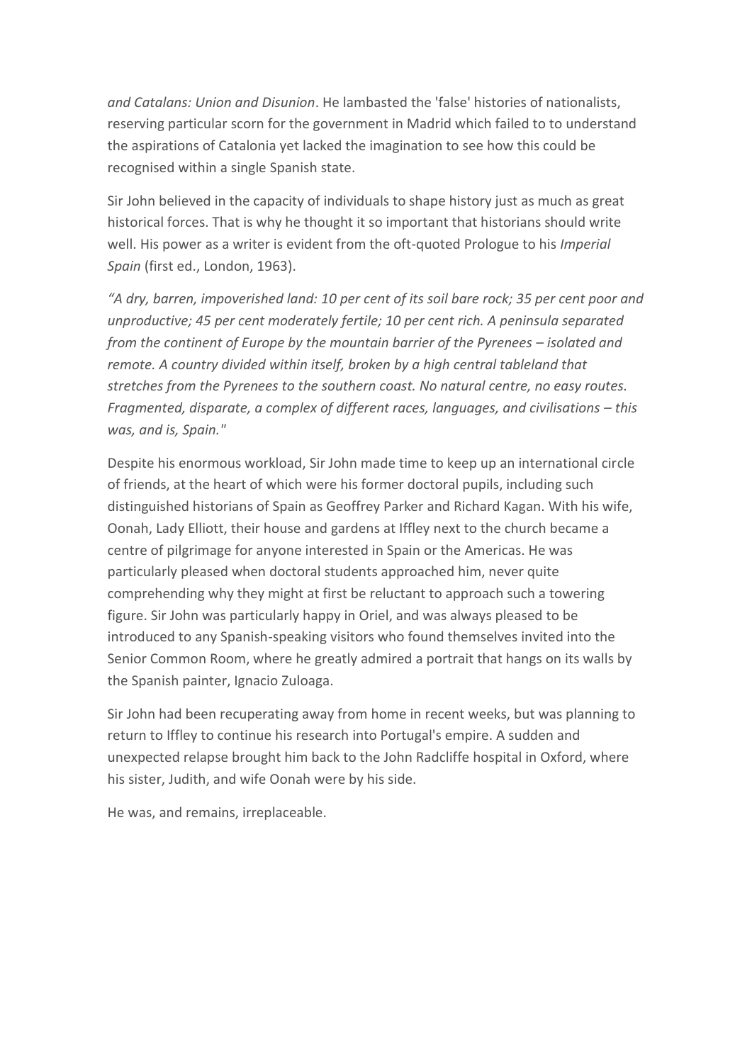*and Catalans: Union and Disunion*. He lambasted the 'false' histories of nationalists, reserving particular scorn for the government in Madrid which failed to to understand the aspirations of Catalonia yet lacked the imagination to see how this could be recognised within a single Spanish state.

Sir John believed in the capacity of individuals to shape history just as much as great historical forces. That is why he thought it so important that historians should write well. His power as a writer is evident from the oft-quoted Prologue to his *Imperial Spain* (first ed., London, 1963).

*"A dry, barren, impoverished land: 10 per cent of its soil bare rock; 35 per cent poor and unproductive; 45 per cent moderately fertile; 10 per cent rich. A peninsula separated from the continent of Europe by the mountain barrier of the Pyrenees – isolated and remote. A country divided within itself, broken by a high central tableland that stretches from the Pyrenees to the southern coast. No natural centre, no easy routes. Fragmented, disparate, a complex of different races, languages, and civilisations – this was, and is, Spain."*

Despite his enormous workload, Sir John made time to keep up an international circle of friends, at the heart of which were his former doctoral pupils, including such distinguished historians of Spain as Geoffrey Parker and Richard Kagan. With his wife, Oonah, Lady Elliott, their house and gardens at Iffley next to the church became a centre of pilgrimage for anyone interested in Spain or the Americas. He was particularly pleased when doctoral students approached him, never quite comprehending why they might at first be reluctant to approach such a towering figure. Sir John was particularly happy in Oriel, and was always pleased to be introduced to any Spanish-speaking visitors who found themselves invited into the Senior Common Room, where he greatly admired a portrait that hangs on its walls by the Spanish painter, Ignacio Zuloaga.

Sir John had been recuperating away from home in recent weeks, but was planning to return to Iffley to continue his research into Portugal's empire. A sudden and unexpected relapse brought him back to the John Radcliffe hospital in Oxford, where his sister, Judith, and wife Oonah were by his side.

He was, and remains, irreplaceable.